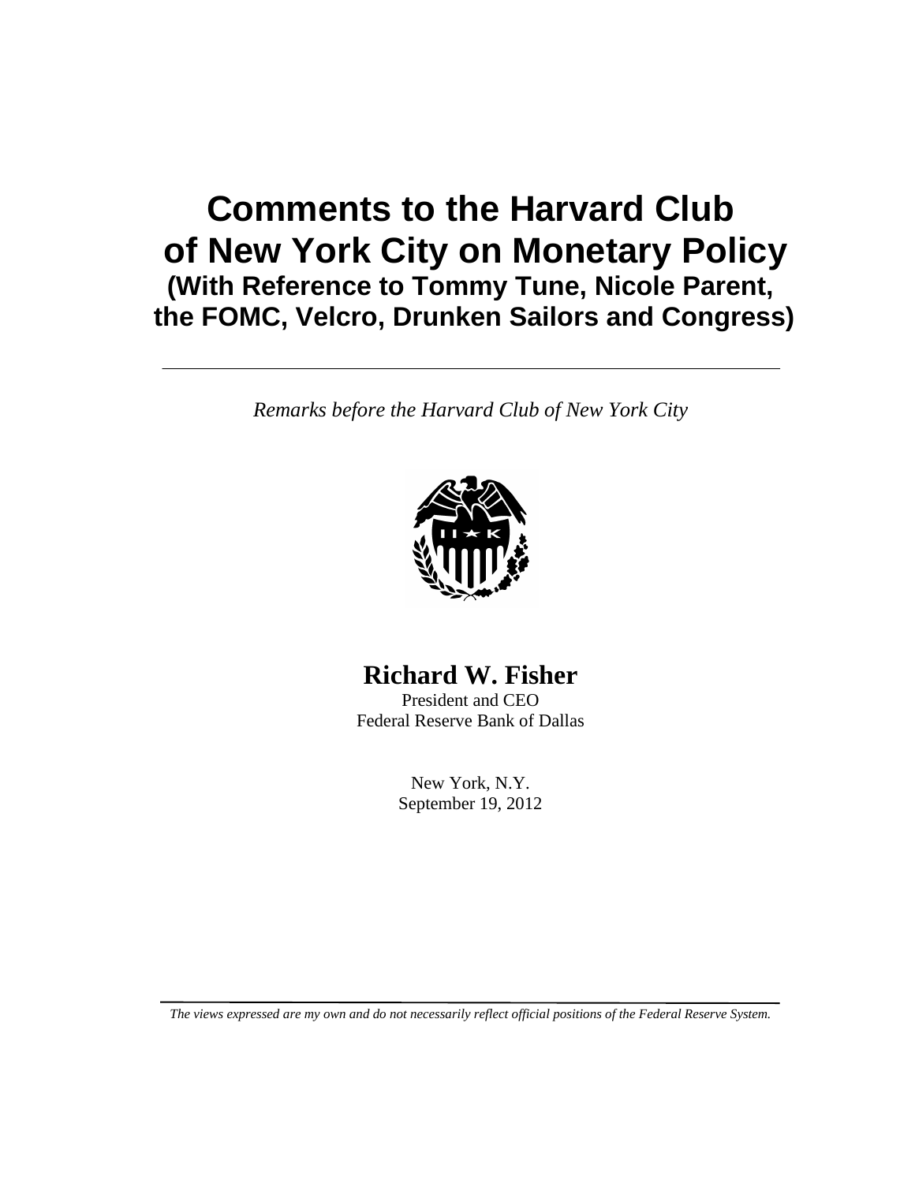# Comments to the Harvard Club of New York City on Monetary Policy

## (With Reference to Tommy Tune, Nicole Parent, the FOMC, Velcro, Drunken Sailors and Congress)

---

*Remarks before the Harvard Club of New York City*

**Richard W. Fisher**

President and CEO

Federal Reserve Bank of Dallas

New York, N.Y.

September 19, 2012

---

*The views expressed are my own and do not necessarily reflect official positions of the Federal Reserve System.*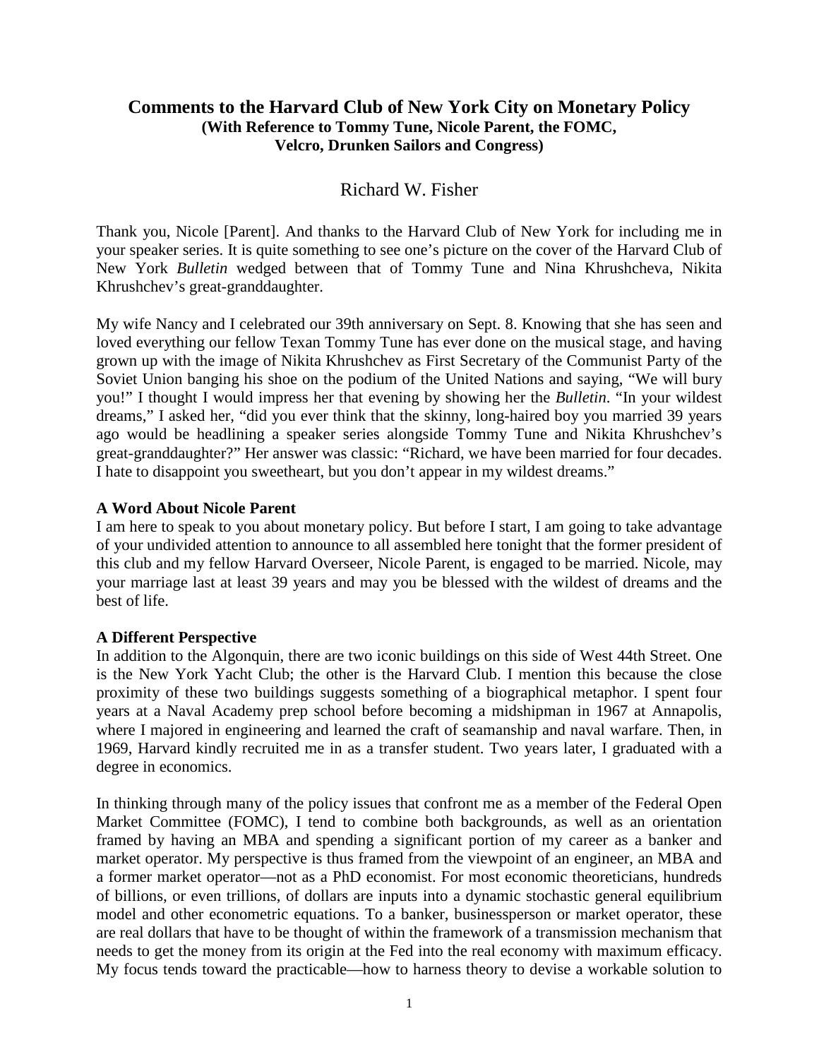# Comments to the Harvard Club of New York City on Monetary Policy

**(With Reference to Tommy Tune, Nicole Parent, the FOMC, Velcro, Drunken Sailors and Congress)**

Richard W. Fisher

Thank you, Nicole [Parent]. And thanks to the Harvard Club of New York for including me in your speaker series. It is quite something to see one's picture on the cover of the Harvard Club of New York *Bulletin* wedged between that of Tommy Tune and Nina Khrushcheva, Nikita Khrushchev's great-granddaughter.

My wife Nancy and I celebrated our 39th anniversary on Sept. 8. Knowing that she has seen and loved everything our fellow Texan Tommy Tune has ever done on the musical stage, and having grown up with the image of Nikita Khrushchev as First Secretary of the Communist Party of the Soviet Union banging his shoe on the podium of the United Nations and saying, "We will bury you!" I thought I would impress her that evening by showing her the *Bulletin*. "In your wildest dreams," I asked her, "did you ever think that the skinny, long-haired boy you married 39 years ago would be headlining a speaker series alongside Tommy Tune and Nikita Khrushchev's great-granddaughter?" Her answer was classic: "Richard, we have been married for four decades. I hate to disappoint you sweetheart, but you don't appear in my wildest dreams."

**A Word About Nicole Parent**

I am here to speak to you about monetary policy. But before I start, I am going to take advantage of your undivided attention to announce to all assembled here tonight that the former president of this club and my fellow Harvard Overseer, Nicole Parent, is engaged to be married. Nicole, may your marriage last at least 39 years and may you be blessed with the wildest of dreams and the best of life.

**A Different Perspective**

In addition to the Algonquin, there are two iconic buildings on this side of West 44th Street. One is the New York Yacht Club; the other is the Harvard Club. I mention this because the close proximity of these two buildings suggests something of a biographical metaphor. I spent four years at a Naval Academy prep school before becoming a midshipman in 1967 at Annapolis, where I majored in engineering and learned the craft of seamanship and naval warfare. Then, in 1969, Harvard kindly recruited me in as a transfer student. Two years later, I graduated with a degree in economics.

In thinking through many of the policy issues that confront me as a member of the Federal Open Market Committee (FOMC), I tend to combine both backgrounds, as well as an orientation framed by having an MBA and spending a significant portion of my career as a banker and market operator. My perspective is thus framed from the viewpoint of an engineer, an MBA and a former market operator—not as a PhD economist. For most economic theoreticians, hundreds of billions, or even trillions, of dollars are inputs into a dynamic stochastic general equilibrium model and other econometric equations. To a banker, businessperson or market operator, these are real dollars that have to be thought of within the framework of a transmission mechanism that needs to get the money from its origin at the Fed into the real economy with maximum efficacy. My focus tends toward the practicable—how to harness theory to devise a workable solution to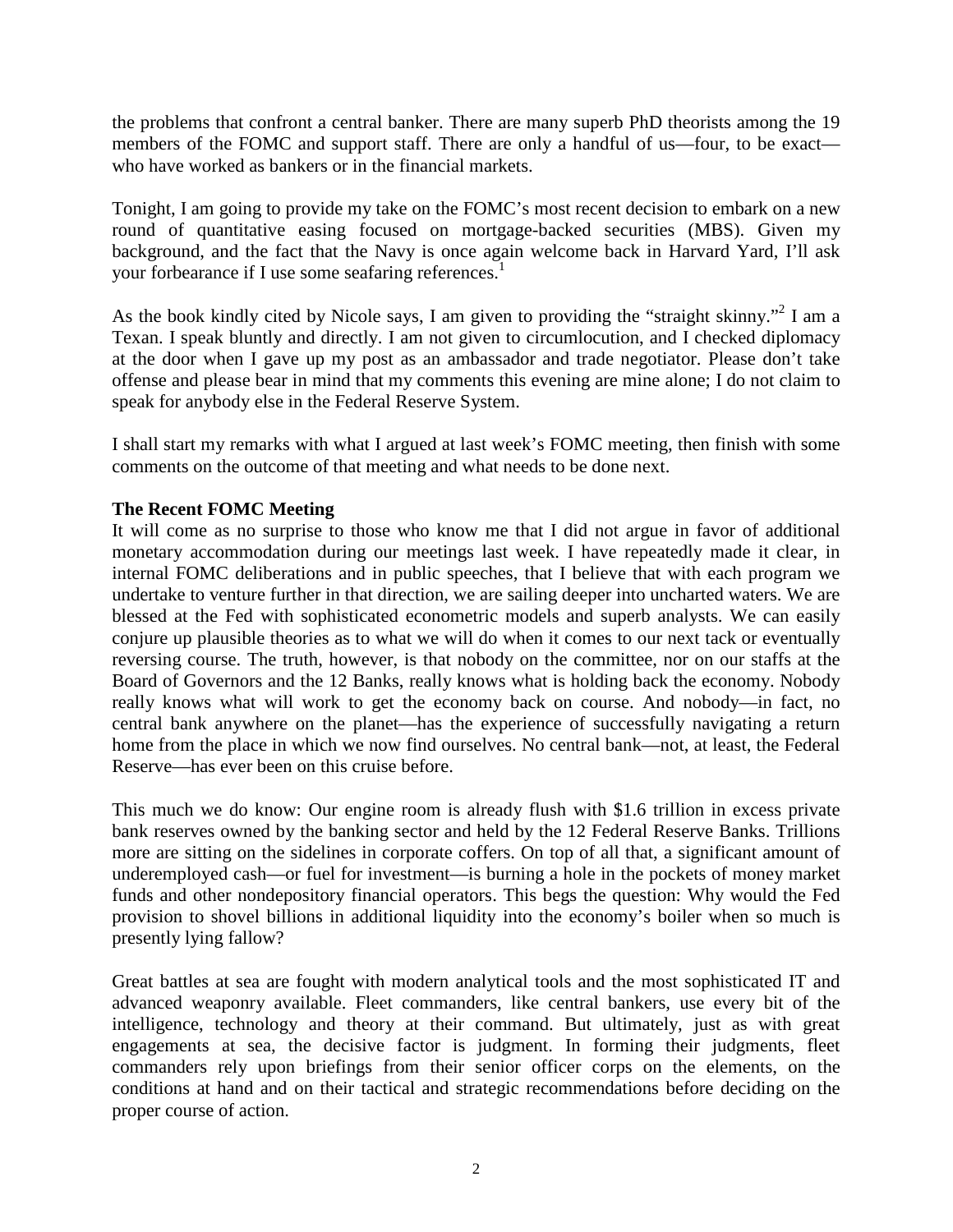the problems that confront a central banker. There are many superb PhD theorists among the 19 members of the FOMC and support staff. There are only a handful of us—four, to be exact—who have worked as bankers or in the financial markets.

Tonight, I am going to provide my take on the FOMC's most recent decision to embark on a new round of quantitative easing focused on mortgage-backed securities (MBS). Given my background, and the fact that the Navy is once again welcome back in Harvard Yard, I'll ask your forbearance if I use some seafaring references.[1]

As the book kindly cited by Nicole says, I am given to providing the "straight skinny."[2] I am a Texan. I speak bluntly and directly. I am not given to circumlocution, and I checked diplomacy at the door when I gave up my post as an ambassador and trade negotiator. Please don't take offense and please bear in mind that my comments this evening are mine alone; I do not claim to speak for anybody else in the Federal Reserve System.

I shall start my remarks with what I argued at last week's FOMC meeting, then finish with some comments on the outcome of that meeting and what needs to be done next.

**The Recent FOMC Meeting**

It will come as no surprise to those who know me that I did not argue in favor of additional monetary accommodation during our meetings last week. I have repeatedly made it clear, in internal FOMC deliberations and in public speeches, that I believe that with each program we undertake to venture further in that direction, we are sailing deeper into uncharted waters. We are blessed at the Fed with sophisticated econometric models and superb analysts. We can easily conjure up plausible theories as to what we will do when it comes to our next tack or eventually reversing course. The truth, however, is that nobody on the committee, nor on our staffs at the Board of Governors and the 12 Banks, really knows what is holding back the economy. Nobody really knows what will work to get the economy back on course. And nobody—in fact, no central bank anywhere on the planet—has the experience of successfully navigating a return home from the place in which we now find ourselves. No central bank—not, at least, the Federal Reserve—has ever been on this cruise before.

This much we do know: Our engine room is already flush with $1.6 trillion in excess private bank reserves owned by the banking sector and held by the 12 Federal Reserve Banks. Trillions more are sitting on the sidelines in corporate coffers. On top of all that, a significant amount of underemployed cash—or fuel for investment—is burning a hole in the pockets of money market funds and other nondepository financial operators. This begs the question: Why would the Fed provision to shovel billions in additional liquidity into the economy's boiler when so much is presently lying fallow?

Great battles at sea are fought with modern analytical tools and the most sophisticated IT and advanced weaponry available. Fleet commanders, like central bankers, use every bit of the intelligence, technology and theory at their command. But ultimately, just as with great engagements at sea, the decisive factor is judgment. In forming their judgments, fleet commanders rely upon briefings from their senior officer corps on the elements, on the conditions at hand and on their tactical and strategic recommendations before deciding on the proper course of action.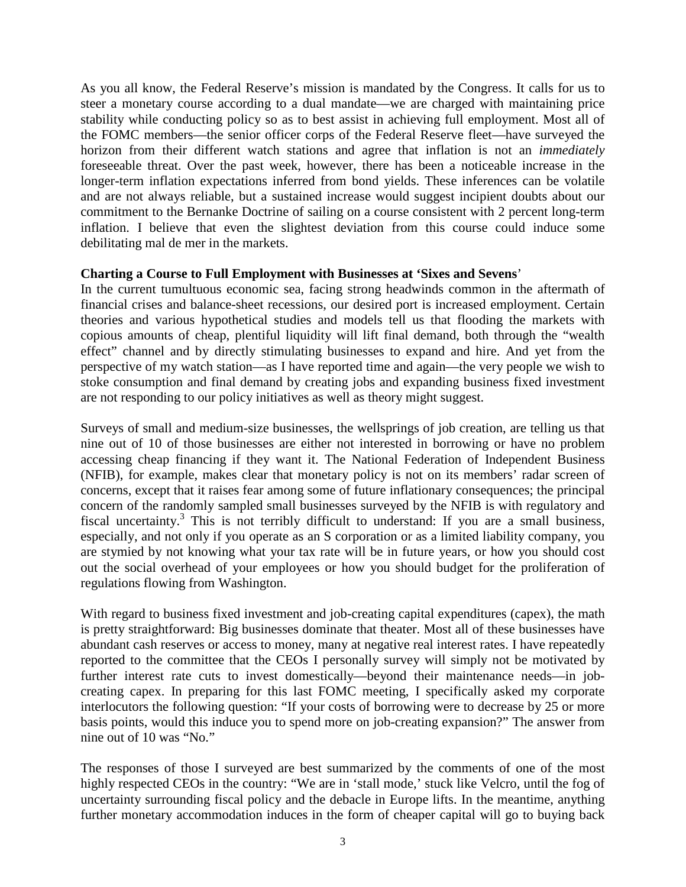As you all know, the Federal Reserve's mission is mandated by the Congress. It calls for us to steer a monetary course according to a dual mandate—we are charged with maintaining price stability while conducting policy so as to best assist in achieving full employment. Most all of the FOMC members—the senior officer corps of the Federal Reserve fleet—have surveyed the horizon from their different watch stations and agree that inflation is not an *immediately* foreseeable threat. Over the past week, however, there has been a noticeable increase in the longer-term inflation expectations inferred from bond yields. These inferences can be volatile and are not always reliable, but a sustained increase would suggest incipient doubts about our commitment to the Bernanke Doctrine of sailing on a course consistent with 2 percent long-term inflation. I believe that even the slightest deviation from this course could induce some debilitating mal de mer in the markets.

**Charting a Course to Full Employment with Businesses at 'Sixes and Sevens'**

In the current tumultuous economic sea, facing strong headwinds common in the aftermath of financial crises and balance-sheet recessions, our desired port is increased employment. Certain theories and various hypothetical studies and models tell us that flooding the markets with copious amounts of cheap, plentiful liquidity will lift final demand, both through the "wealth effect" channel and by directly stimulating businesses to expand and hire. And yet from the perspective of my watch station—as I have reported time and again—the very people we wish to stoke consumption and final demand by creating jobs and expanding business fixed investment are not responding to our policy initiatives as well as theory might suggest.

Surveys of small and medium-size businesses, the wellsprings of job creation, are telling us that nine out of 10 of those businesses are either not interested in borrowing or have no problem accessing cheap financing if they want it. The National Federation of Independent Business (NFIB), for example, makes clear that monetary policy is not on its members' radar screen of concerns, except that it raises fear among some of future inflationary consequences; the principal concern of the randomly sampled small businesses surveyed by the NFIB is with regulatory and fiscal uncertainty.[3] This is not terribly difficult to understand: If you are a small business, especially, and not only if you operate as an S corporation or as a limited liability company, you are stymied by not knowing what your tax rate will be in future years, or how you should cost out the social overhead of your employees or how you should budget for the proliferation of regulations flowing from Washington.

With regard to business fixed investment and job-creating capital expenditures (capex), the math is pretty straightforward: Big businesses dominate that theater. Most all of these businesses have abundant cash reserves or access to money, many at negative real interest rates. I have repeatedly reported to the committee that the CEOs I personally survey will simply not be motivated by further interest rate cuts to invest domestically—beyond their maintenance needs—in job-creating capex. In preparing for this last FOMC meeting, I specifically asked my corporate interlocutors the following question: "If your costs of borrowing were to decrease by 25 or more basis points, would this induce you to spend more on job-creating expansion?" The answer from nine out of 10 was "No."

The responses of those I surveyed are best summarized by the comments of one of the most highly respected CEOs in the country: "We are in 'stall mode,' stuck like Velcro, until the fog of uncertainty surrounding fiscal policy and the debacle in Europe lifts. In the meantime, anything further monetary accommodation induces in the form of cheaper capital will go to buying back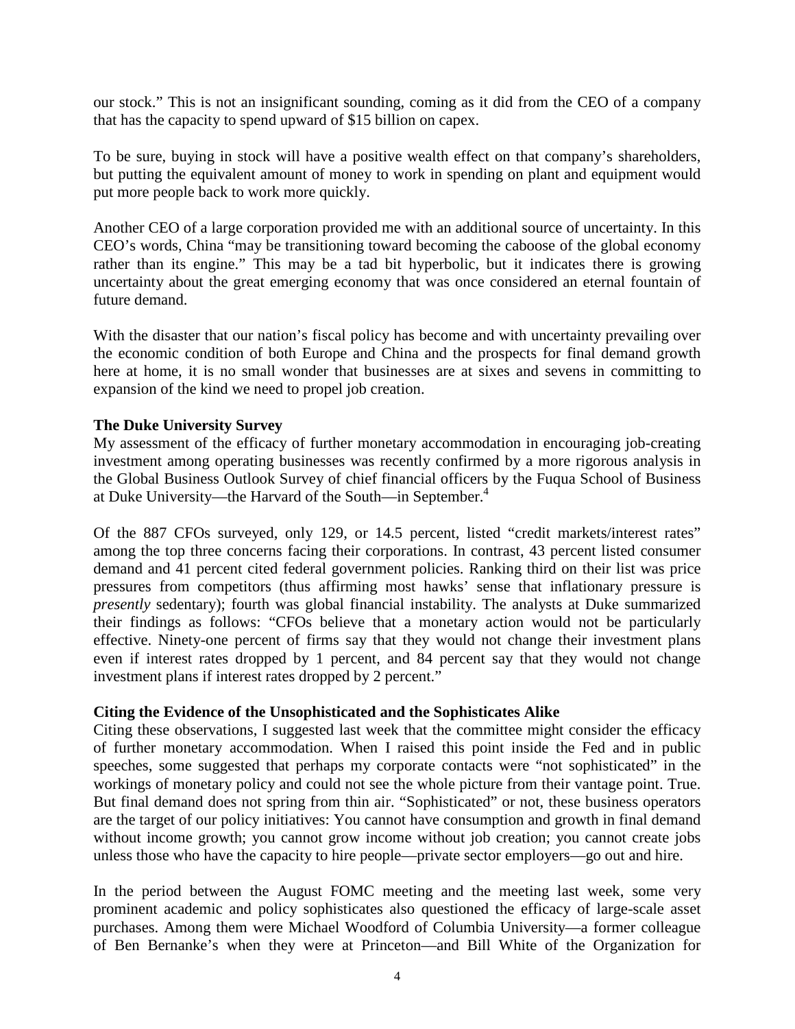our stock." This is not an insignificant sounding, coming as it did from the CEO of a company that has the capacity to spend upward of $15 billion on capex.

To be sure, buying in stock will have a positive wealth effect on that company's shareholders, but putting the equivalent amount of money to work in spending on plant and equipment would put more people back to work more quickly.

Another CEO of a large corporation provided me with an additional source of uncertainty. In this CEO's words, China "may be transitioning toward becoming the caboose of the global economy rather than its engine." This may be a tad bit hyperbolic, but it indicates there is growing uncertainty about the great emerging economy that was once considered an eternal fountain of future demand.

With the disaster that our nation's fiscal policy has become and with uncertainty prevailing over the economic condition of both Europe and China and the prospects for final demand growth here at home, it is no small wonder that businesses are at sixes and sevens in committing to expansion of the kind we need to propel job creation.

**The Duke University Survey**

My assessment of the efficacy of further monetary accommodation in encouraging job-creating investment among operating businesses was recently confirmed by a more rigorous analysis in the Global Business Outlook Survey of chief financial officers by the Fuqua School of Business at Duke University—the Harvard of the South—in September.[4]

Of the 887 CFOs surveyed, only 129, or 14.5 percent, listed "credit markets/interest rates" among the top three concerns facing their corporations. In contrast, 43 percent listed consumer demand and 41 percent cited federal government policies. Ranking third on their list was price pressures from competitors (thus affirming most hawks' sense that inflationary pressure is *presently* sedentary); fourth was global financial instability. The analysts at Duke summarized their findings as follows: "CFOs believe that a monetary action would not be particularly effective. Ninety-one percent of firms say that they would not change their investment plans even if interest rates dropped by 1 percent, and 84 percent say that they would not change investment plans if interest rates dropped by 2 percent."

**Citing the Evidence of the Unsophisticated and the Sophisticates Alike**

Citing these observations, I suggested last week that the committee might consider the efficacy of further monetary accommodation. When I raised this point inside the Fed and in public speeches, some suggested that perhaps my corporate contacts were "not sophisticated" in the workings of monetary policy and could not see the whole picture from their vantage point. True. But final demand does not spring from thin air. "Sophisticated" or not, these business operators are the target of our policy initiatives: You cannot have consumption and growth in final demand without income growth; you cannot grow income without job creation; you cannot create jobs unless those who have the capacity to hire people—private sector employers—go out and hire.

In the period between the August FOMC meeting and the meeting last week, some very prominent academic and policy sophisticates also questioned the efficacy of large-scale asset purchases. Among them were Michael Woodford of Columbia University—a former colleague of Ben Bernanke's when they were at Princeton—and Bill White of the Organization for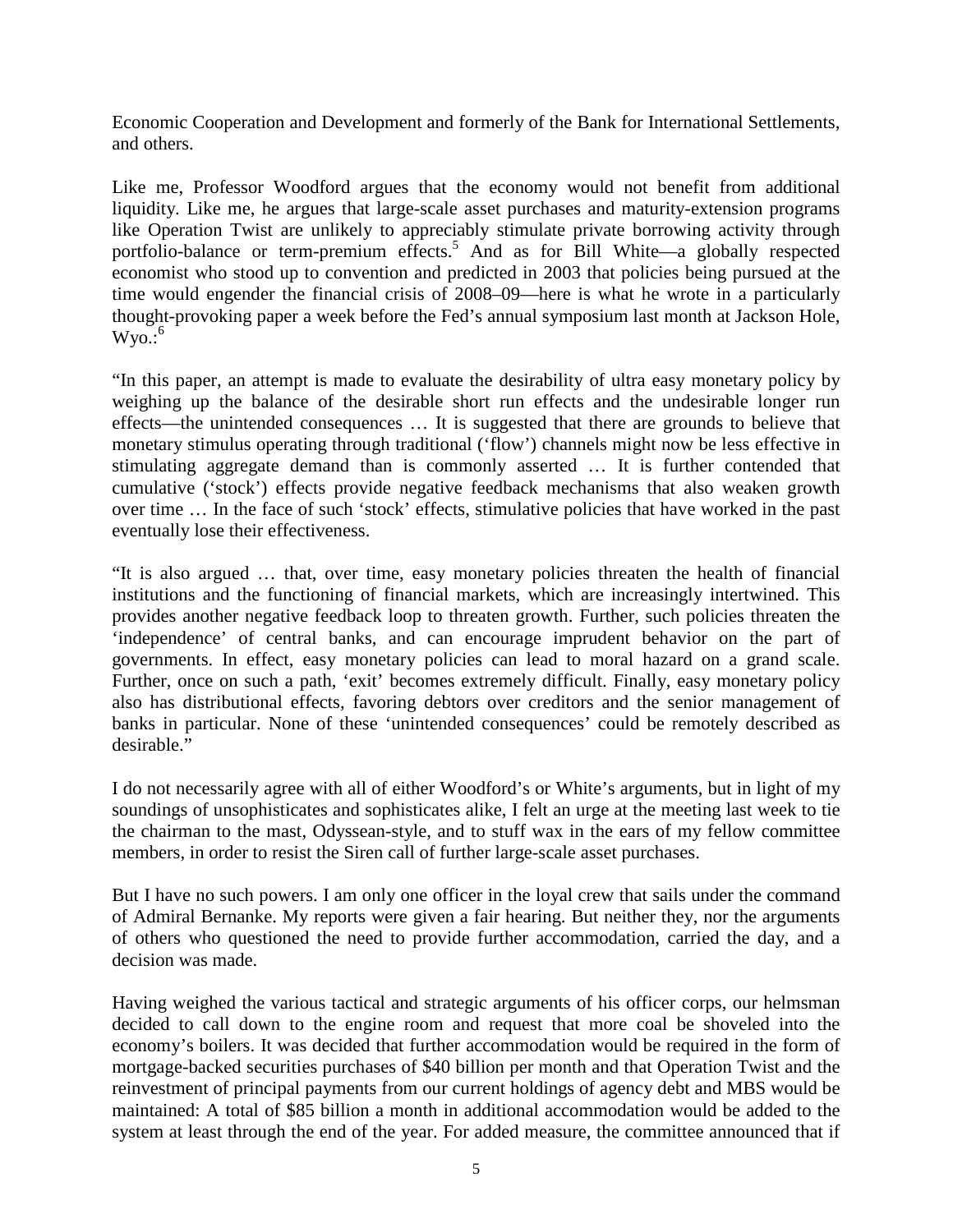Economic Cooperation and Development and formerly of the Bank for International Settlements, and others.

Like me, Professor Woodford argues that the economy would not benefit from additional liquidity. Like me, he argues that large-scale asset purchases and maturity-extension programs like Operation Twist are unlikely to appreciably stimulate private borrowing activity through portfolio-balance or term-premium effects.[5] And as for Bill White—a globally respected economist who stood up to convention and predicted in 2003 that policies being pursued at the time would engender the financial crisis of 2008–09—here is what he wrote in a particularly thought-provoking paper a week before the Fed's annual symposium last month at Jackson Hole, Wyo.:[6]

"In this paper, an attempt is made to evaluate the desirability of ultra easy monetary policy by weighing up the balance of the desirable short run effects and the undesirable longer run effects—the unintended consequences … It is suggested that there are grounds to believe that monetary stimulus operating through traditional ('flow') channels might now be less effective in stimulating aggregate demand than is commonly asserted … It is further contended that cumulative ('stock') effects provide negative feedback mechanisms that also weaken growth over time … In the face of such 'stock' effects, stimulative policies that have worked in the past eventually lose their effectiveness.

"It is also argued … that, over time, easy monetary policies threaten the health of financial institutions and the functioning of financial markets, which are increasingly intertwined. This provides another negative feedback loop to threaten growth. Further, such policies threaten the 'independence' of central banks, and can encourage imprudent behavior on the part of governments. In effect, easy monetary policies can lead to moral hazard on a grand scale. Further, once on such a path, 'exit' becomes extremely difficult. Finally, easy monetary policy also has distributional effects, favoring debtors over creditors and the senior management of banks in particular. None of these 'unintended consequences' could be remotely described as desirable."

I do not necessarily agree with all of either Woodford's or White's arguments, but in light of my soundings of unsophisticates and sophisticates alike, I felt an urge at the meeting last week to tie the chairman to the mast, Odyssean-style, and to stuff wax in the ears of my fellow committee members, in order to resist the Siren call of further large-scale asset purchases.

But I have no such powers. I am only one officer in the loyal crew that sails under the command of Admiral Bernanke. My reports were given a fair hearing. But neither they, nor the arguments of others who questioned the need to provide further accommodation, carried the day, and a decision was made.

Having weighed the various tactical and strategic arguments of his officer corps, our helmsman decided to call down to the engine room and request that more coal be shoveled into the economy's boilers. It was decided that further accommodation would be required in the form of mortgage-backed securities purchases of $40 billion per month and that Operation Twist and the reinvestment of principal payments from our current holdings of agency debt and MBS would be maintained: A total of $85 billion a month in additional accommodation would be added to the system at least through the end of the year. For added measure, the committee announced that if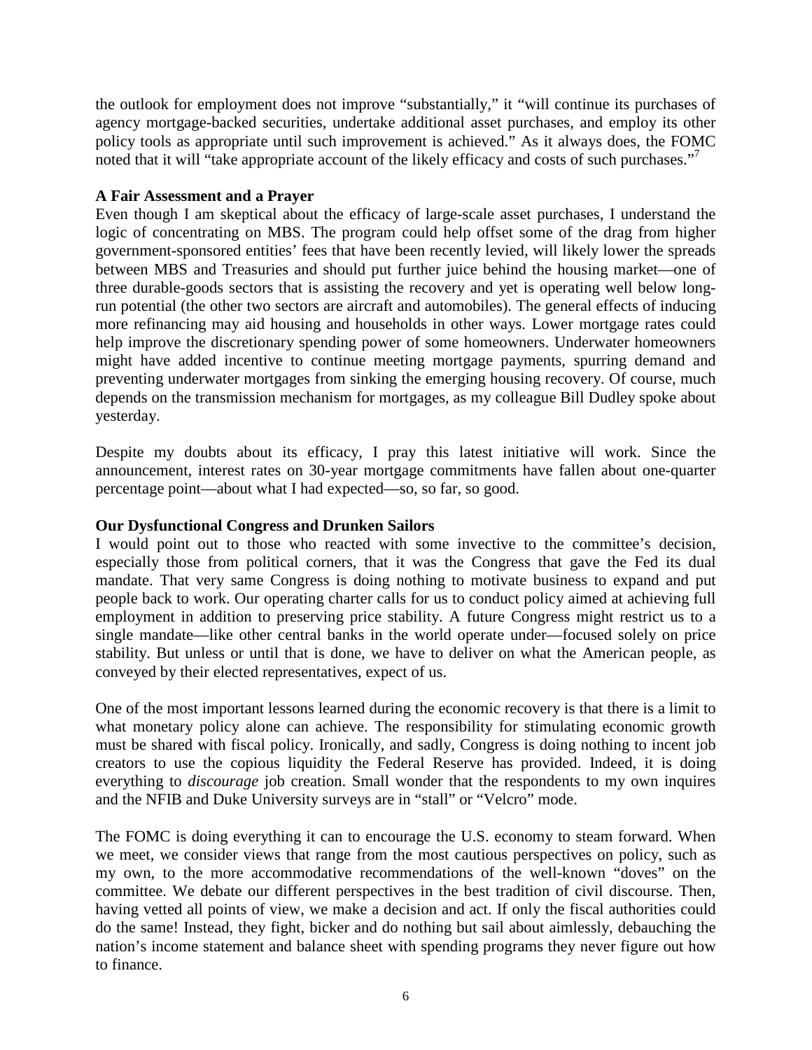the outlook for employment does not improve "substantially," it "will continue its purchases of agency mortgage-backed securities, undertake additional asset purchases, and employ its other policy tools as appropriate until such improvement is achieved." As it always does, the FOMC noted that it will "take appropriate account of the likely efficacy and costs of such purchases."[7]

**A Fair Assessment and a Prayer**

Even though I am skeptical about the efficacy of large-scale asset purchases, I understand the logic of concentrating on MBS. The program could help offset some of the drag from higher government-sponsored entities' fees that have been recently levied, will likely lower the spreads between MBS and Treasuries and should put further juice behind the housing market—one of three durable-goods sectors that is assisting the recovery and yet is operating well below long-run potential (the other two sectors are aircraft and automobiles). The general effects of inducing more refinancing may aid housing and households in other ways. Lower mortgage rates could help improve the discretionary spending power of some homeowners. Underwater homeowners might have added incentive to continue meeting mortgage payments, spurring demand and preventing underwater mortgages from sinking the emerging housing recovery. Of course, much depends on the transmission mechanism for mortgages, as my colleague Bill Dudley spoke about yesterday.

Despite my doubts about its efficacy, I pray this latest initiative will work. Since the announcement, interest rates on 30-year mortgage commitments have fallen about one-quarter percentage point—about what I had expected—so, so far, so good.

**Our Dysfunctional Congress and Drunken Sailors**

I would point out to those who reacted with some invective to the committee's decision, especially those from political corners, that it was the Congress that gave the Fed its dual mandate. That very same Congress is doing nothing to motivate business to expand and put people back to work. Our operating charter calls for us to conduct policy aimed at achieving full employment in addition to preserving price stability. A future Congress might restrict us to a single mandate—like other central banks in the world operate under—focused solely on price stability. But unless or until that is done, we have to deliver on what the American people, as conveyed by their elected representatives, expect of us.

One of the most important lessons learned during the economic recovery is that there is a limit to what monetary policy alone can achieve. The responsibility for stimulating economic growth must be shared with fiscal policy. Ironically, and sadly, Congress is doing nothing to incent job creators to use the copious liquidity the Federal Reserve has provided. Indeed, it is doing everything to *discourage* job creation. Small wonder that the respondents to my own inquires and the NFIB and Duke University surveys are in "stall" or "Velcro" mode.

The FOMC is doing everything it can to encourage the U.S. economy to steam forward. When we meet, we consider views that range from the most cautious perspectives on policy, such as my own, to the more accommodative recommendations of the well-known "doves" on the committee. We debate our different perspectives in the best tradition of civil discourse. Then, having vetted all points of view, we make a decision and act. If only the fiscal authorities could do the same! Instead, they fight, bicker and do nothing but sail about aimlessly, debauching the nation's income statement and balance sheet with spending programs they never figure out how to finance.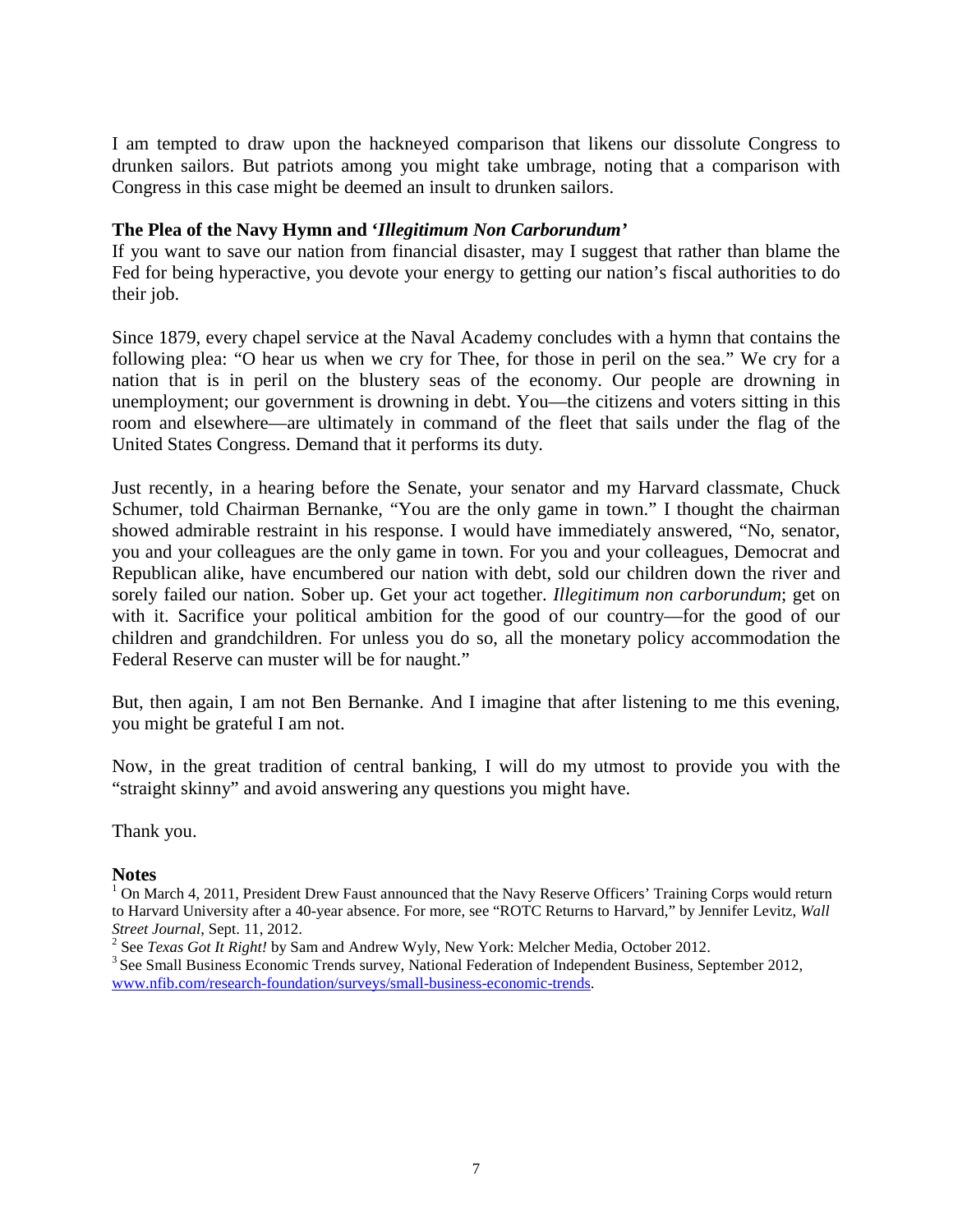I am tempted to draw upon the hackneyed comparison that likens our dissolute Congress to drunken sailors. But patriots among you might take umbrage, noting that a comparison with Congress in this case might be deemed an insult to drunken sailors.

### The Plea of the Navy Hymn and '*Illegitimum Non Carborundum*'

If you want to save our nation from financial disaster, may I suggest that rather than blame the Fed for being hyperactive, you devote your energy to getting our nation's fiscal authorities to do their job.

Since 1879, every chapel service at the Naval Academy concludes with a hymn that contains the following plea: "O hear us when we cry for Thee, for those in peril on the sea." We cry for a nation that is in peril on the blustery seas of the economy. Our people are drowning in unemployment; our government is drowning in debt. You—the citizens and voters sitting in this room and elsewhere—are ultimately in command of the fleet that sails under the flag of the United States Congress. Demand that it performs its duty.

Just recently, in a hearing before the Senate, your senator and my Harvard classmate, Chuck Schumer, told Chairman Bernanke, "You are the only game in town." I thought the chairman showed admirable restraint in his response. I would have immediately answered, "No, senator, you and your colleagues are the only game in town. For you and your colleagues, Democrat and Republican alike, have encumbered our nation with debt, sold our children down the river and sorely failed our nation. Sober up. Get your act together. *Illegitimum non carborundum*; get on with it. Sacrifice your political ambition for the good of our country—for the good of our children and grandchildren. For unless you do so, all the monetary policy accommodation the Federal Reserve can muster will be for naught."

But, then again, I am not Ben Bernanke. And I imagine that after listening to me this evening, you might be grateful I am not.

Now, in the great tradition of central banking, I will do my utmost to provide you with the "straight skinny" and avoid answering any questions you might have.

Thank you.

### Notes

[1] On March 4, 2011, President Drew Faust announced that the Navy Reserve Officers' Training Corps would return to Harvard University after a 40-year absence. For more, see "ROTC Returns to Harvard," by Jennifer Levitz, *Wall Street Journal*, Sept. 11, 2012.

[2] See *Texas Got It Right!* by Sam and Andrew Wyly, New York: Melcher Media, October 2012.

[3] See Small Business Economic Trends survey, National Federation of Independent Business, September 2012, www.nfib.com/research-foundation/surveys/small-business-economic-trends.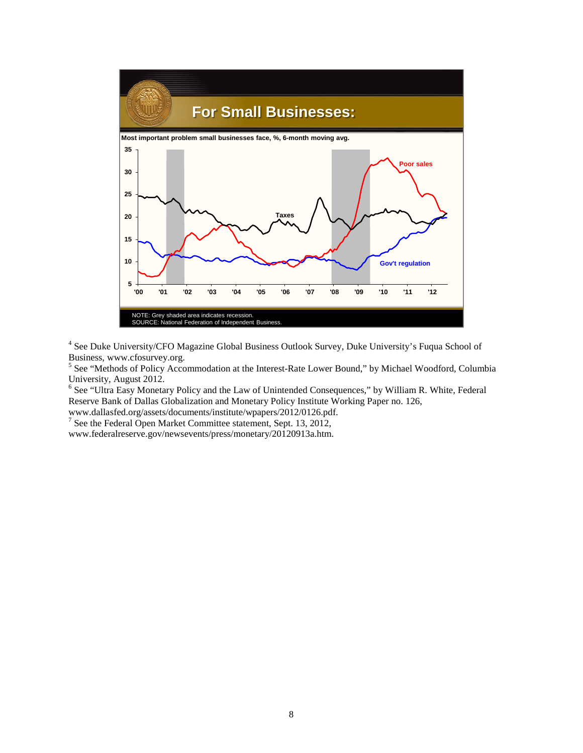## For Small Businesses:

**Most important problem small businesses face, %, 6-month moving avg.**

35
30
25
20
15
10
5

'00 '01 '02 '03 '04 '05 '06 '07 '08 '09 '10 '11 '12

Poor sales

Taxes

Gov't regulation

NOTE: Grey shaded area indicates recession.
SOURCE: National Federation of Independent Business.

[4] See Duke University/CFO Magazine Global Business Outlook Survey, Duke University's Fuqua School of Business, www.cfosurvey.org.

[5] See "Methods of Policy Accommodation at the Interest-Rate Lower Bound," by Michael Woodford, Columbia University, August 2012.

[6] See "Ultra Easy Monetary Policy and the Law of Unintended Consequences," by William R. White, Federal Reserve Bank of Dallas Globalization and Monetary Policy Institute Working Paper no. 126, www.dallasfed.org/assets/documents/institute/wpapers/2012/0126.pdf.

[7] See the Federal Open Market Committee statement, Sept. 13, 2012, www.federalreserve.gov/newsevents/press/monetary/20120913a.htm.